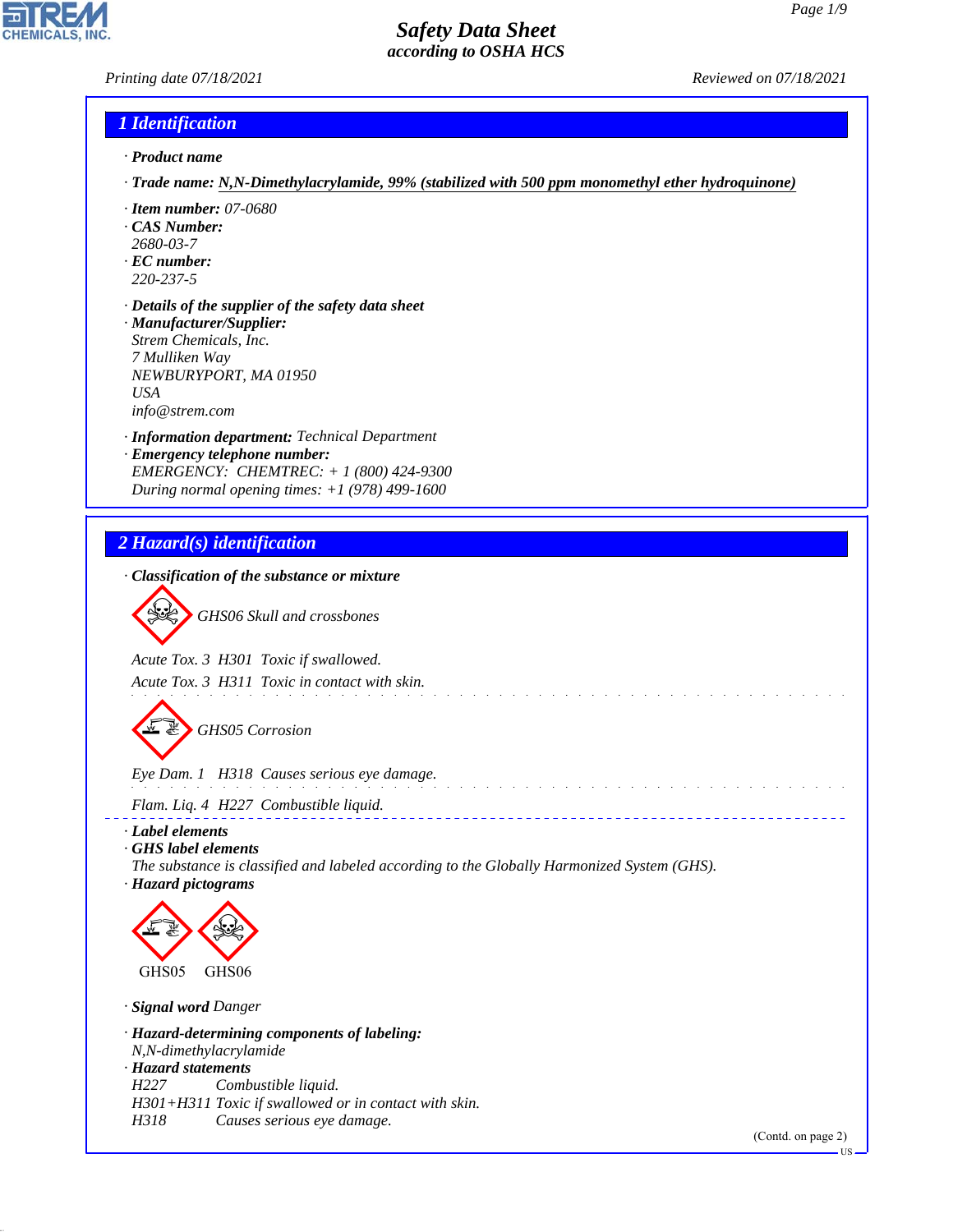# Safety Data Sheet
## according to OSHA HCS

Printing date 07/18/2021 Reviewed on 07/18/2021

## 1 Identification

· **Product name**

· **Trade name:** **N,N-Dimethylacrylamide, 99% (stabilized with 500 ppm monomethyl ether hydroquinone)**

· **Item number:** 07-0680
· **CAS Number:**
2680-03-7
· **EC number:**
220-237-5

· **Details of the supplier of the safety data sheet**
· **Manufacturer/Supplier:**
Strem Chemicals, Inc.
7 Mulliken Way
NEWBURYPORT, MA 01950
USA
info@strem.com

· **Information department:** Technical Department
· **Emergency telephone number:**
EMERGENCY: CHEMTREC: + 1 (800) 424-9300
During normal opening times: +1 (978) 499-1600

## 2 Hazard(s) identification

· **Classification of the substance or mixture**

GHS06 Skull and crossbones

Acute Tox. 3 H301 Toxic if swallowed.
Acute Tox. 3 H311 Toxic in contact with skin.

GHS05 Corrosion

Eye Dam. 1 H318 Causes serious eye damage.

Flam. Liq. 4 H227 Combustible liquid.

· **Label elements**
· **GHS label elements**
The substance is classified and labeled according to the Globally Harmonized System (GHS).
· **Hazard pictograms**

GHS05 GHS06

· **Signal word** Danger

· **Hazard-determining components of labeling:**
N,N-dimethylacrylamide
· **Hazard statements**
H227 Combustible liquid.
H301+H311 Toxic if swallowed or in contact with skin.
H318 Causes serious eye damage.

(Contd. on page 2)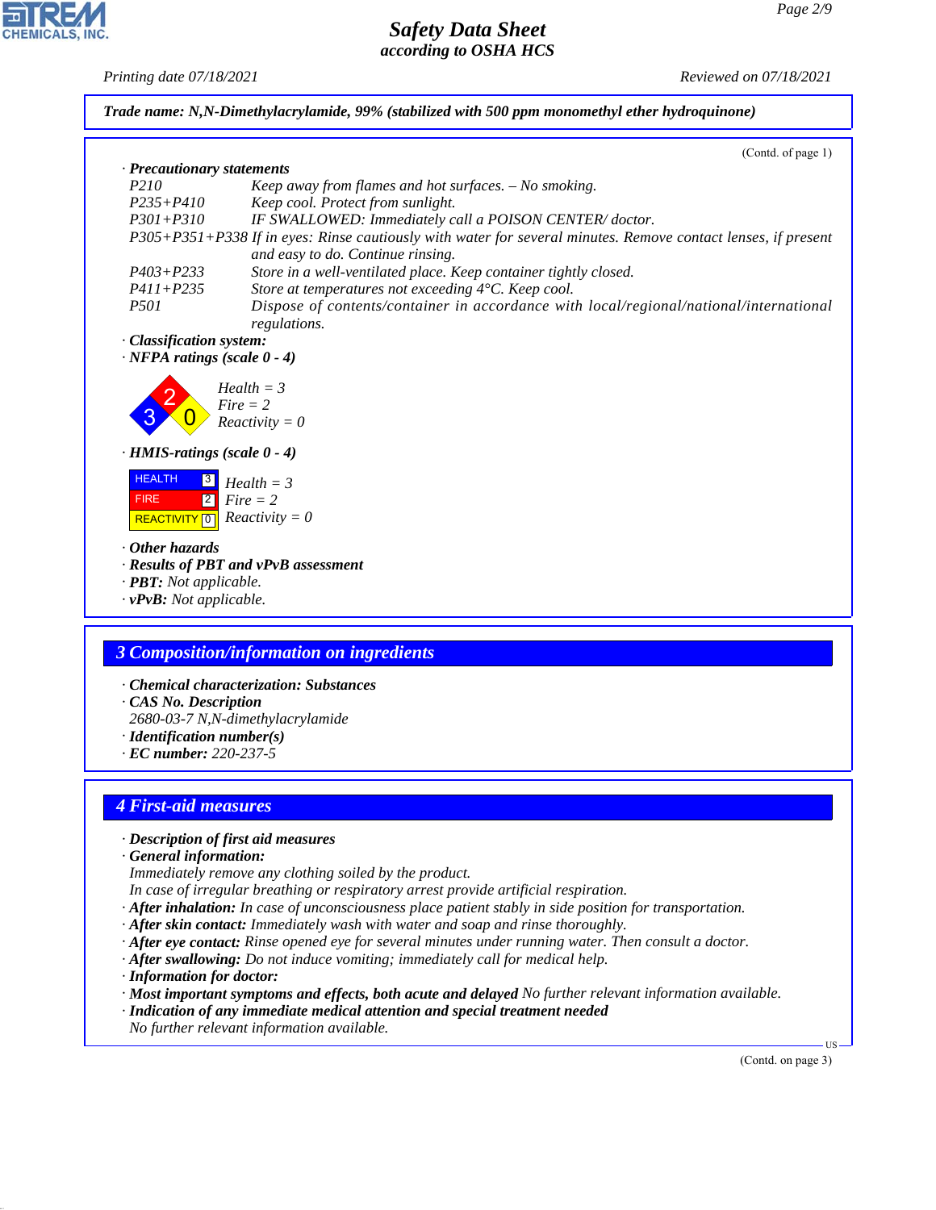**Trade name: N,N-Dimethylacrylamide, 99% (stabilized with 500 ppm monomethyl ether hydroquinone)**

(Contd. of page 1)

· **Precautionary statements**

| | |
|---|---|
| P210 | Keep away from flames and hot surfaces. – No smoking. |
| P235+P410 | Keep cool. Protect from sunlight. |
| P301+P310 | IF SWALLOWED: Immediately call a POISON CENTER/ doctor. |
| P305+P351+P338 | If in eyes: Rinse cautiously with water for several minutes. Remove contact lenses, if present and easy to do. Continue rinsing. |
| P403+P233 | Store in a well-ventilated place. Keep container tightly closed. |
| P411+P235 | Store at temperatures not exceeding 4°C. Keep cool. |
| P501 | Dispose of contents/container in accordance with local/regional/national/international regulations. |

· **Classification system:**

· **NFPA ratings (scale 0 - 4)**

Health = 3
Fire = 2
Reactivity = 0

· **HMIS-ratings (scale 0 - 4)**

| | |
|---|---|
| HEALTH | 3 |
| FIRE | 2 |
| REACTIVITY | 0 |

Health = 3
Fire = 2
Reactivity = 0

· **Other hazards**

· **Results of PBT and vPvB assessment**

· **PBT:** Not applicable.

· **vPvB:** Not applicable.

## 3 Composition/information on ingredients

· **Chemical characterization: Substances**

· **CAS No. Description**

2680-03-7 N,N-dimethylacrylamide

· **Identification number(s)**

· **EC number:** 220-237-5

## 4 First-aid measures

· **Description of first aid measures**

· **General information:**

Immediately remove any clothing soiled by the product.

In case of irregular breathing or respiratory arrest provide artificial respiration.

· **After inhalation:** In case of unconsciousness place patient stably in side position for transportation.

· **After skin contact:** Immediately wash with water and soap and rinse thoroughly.

· **After eye contact:** Rinse opened eye for several minutes under running water. Then consult a doctor.

· **After swallowing:** Do not induce vomiting; immediately call for medical help.

· **Information for doctor:**

· **Most important symptoms and effects, both acute and delayed** No further relevant information available.

· **Indication of any immediate medical attention and special treatment needed**

No further relevant information available.

(Contd. on page 3)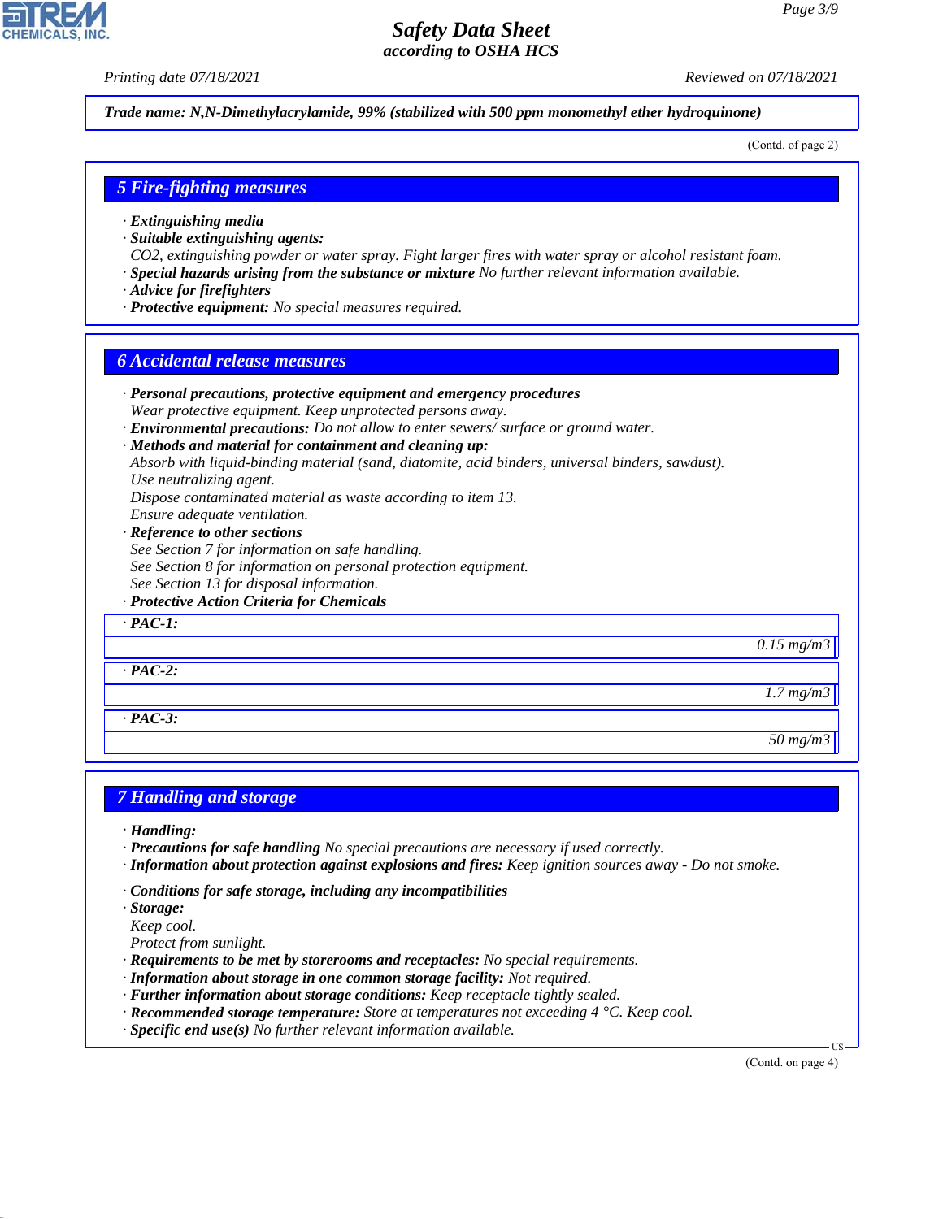Trade name: N,N-Dimethylacrylamide, 99% (stabilized with 500 ppm monomethyl ether hydroquinone)

(Contd. of page 2)

## 5 Fire-fighting measures

- **Extinguishing media**
- **Suitable extinguishing agents:**
  CO2, extinguishing powder or water spray. Fight larger fires with water spray or alcohol resistant foam.
- **Special hazards arising from the substance or mixture** No further relevant information available.
- **Advice for firefighters**
- **Protective equipment:** No special measures required.

## 6 Accidental release measures

- **Personal precautions, protective equipment and emergency procedures**
  Wear protective equipment. Keep unprotected persons away.
- **Environmental precautions:** Do not allow to enter sewers/ surface or ground water.
- **Methods and material for containment and cleaning up:**
  Absorb with liquid-binding material (sand, diatomite, acid binders, universal binders, sawdust).
  Use neutralizing agent.
  Dispose contaminated material as waste according to item 13.
  Ensure adequate ventilation.
- **Reference to other sections**
  See Section 7 for information on safe handling.
  See Section 8 for information on personal protection equipment.
  See Section 13 for disposal information.
- **Protective Action Criteria for Chemicals**

| · PAC-1: | |
|---|---|
| | 0.15 mg/m3 |
| **· PAC-2:** | |
| | 1.7 mg/m3 |
| **· PAC-3:** | |
| | 50 mg/m3 |

## 7 Handling and storage

- **Handling:**
- **Precautions for safe handling** No special precautions are necessary if used correctly.
- **Information about protection against explosions and fires:** Keep ignition sources away - Do not smoke.

- **Conditions for safe storage, including any incompatibilities**
- **Storage:**
  Keep cool.
  Protect from sunlight.
- **Requirements to be met by storerooms and receptacles:** No special requirements.
- **Information about storage in one common storage facility:** Not required.
- **Further information about storage conditions:** Keep receptacle tightly sealed.
- **Recommended storage temperature:** Store at temperatures not exceeding 4 °C. Keep cool.
- **Specific end use(s)** No further relevant information available.

(Contd. on page 4)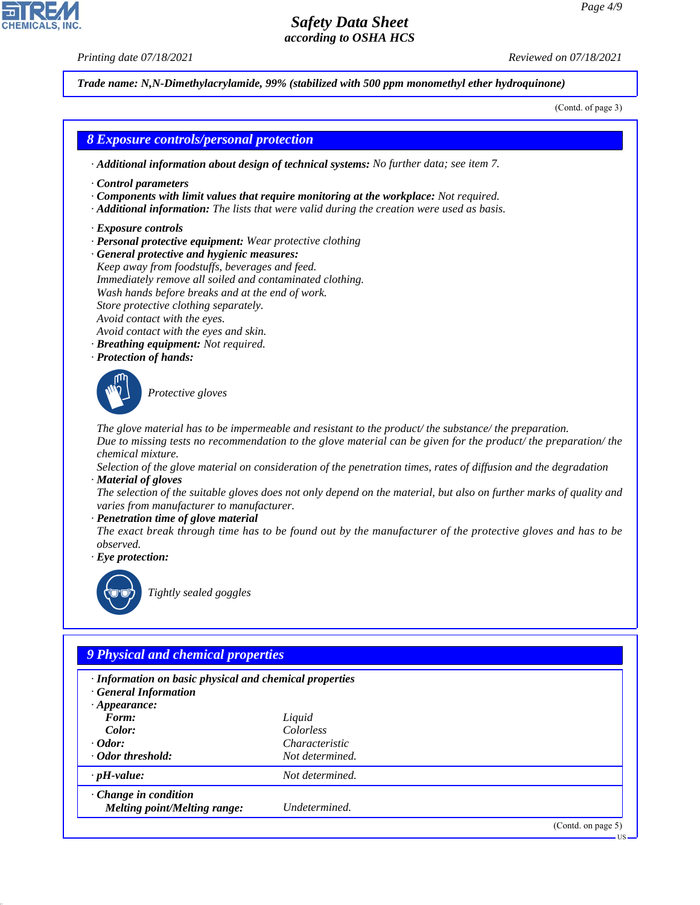*Trade name: N,N-Dimethylacrylamide, 99% (stabilized with 500 ppm monomethyl ether hydroquinone)*

(Contd. of page 3)

## 8 Exposure controls/personal protection

· **Additional information about design of technical systems:** No further data; see item 7.

· **Control parameters**
· **Components with limit values that require monitoring at the workplace:** Not required.
· **Additional information:** The lists that were valid during the creation were used as basis.

· **Exposure controls**
· **Personal protective equipment:** Wear protective clothing
· **General protective and hygienic measures:**
Keep away from foodstuffs, beverages and feed.
Immediately remove all soiled and contaminated clothing.
Wash hands before breaks and at the end of work.
Store protective clothing separately.
Avoid contact with the eyes.
Avoid contact with the eyes and skin.
· **Breathing equipment:** Not required.
· **Protection of hands:**

Protective gloves

The glove material has to be impermeable and resistant to the product/ the substance/ the preparation.
Due to missing tests no recommendation to the glove material can be given for the product/ the preparation/ the chemical mixture.
Selection of the glove material on consideration of the penetration times, rates of diffusion and the degradation
· **Material of gloves**
The selection of the suitable gloves does not only depend on the material, but also on further marks of quality and varies from manufacturer to manufacturer.
· **Penetration time of glove material**
The exact break through time has to be found out by the manufacturer of the protective gloves and has to be observed.
· **Eye protection:**

Tightly sealed goggles

## 9 Physical and chemical properties

| | |
|---|---|
| · **Information on basic physical and chemical properties** | |
| · **General Information** | |
| · **Appearance:** | |
| **Form:** | Liquid |
| **Color:** | Colorless |
| · **Odor:** | Characteristic |
| · **Odor threshold:** | Not determined. |
| · **pH-value:** | Not determined. |
| · **Change in condition** | |
| **Melting point/Melting range:** | Undetermined. |

(Contd. on page 5)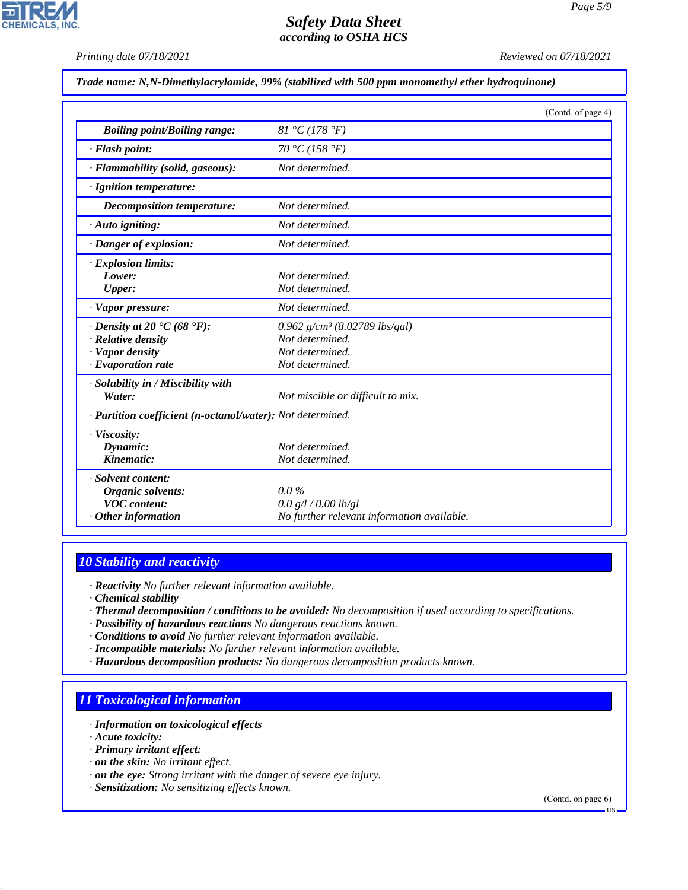**Trade name: N,N-Dimethylacrylamide, 99% (stabilized with 500 ppm monomethyl ether hydroquinone)**

(Contd. of page 4)

| | |
|---|---|
| **Boiling point/Boiling range:** | 81 °C (178 °F) |
| **· Flash point:** | 70 °C (158 °F) |
| **· Flammability (solid, gaseous):** | Not determined. |
| **· Ignition temperature:** | |
| **Decomposition temperature:** | Not determined. |
| **· Auto igniting:** | Not determined. |
| **· Danger of explosion:** | Not determined. |
| **· Explosion limits:** | |
| **Lower:** | Not determined. |
| **Upper:** | Not determined. |
| **· Vapor pressure:** | Not determined. |
| **· Density at 20 °C (68 °F):** | 0.962 g/cm³ (8.02789 lbs/gal) |
| **· Relative density** | Not determined. |
| **· Vapor density** | Not determined. |
| **· Evaporation rate** | Not determined. |
| **· Solubility in / Miscibility with** | |
| **Water:** | Not miscible or difficult to mix. |
| **· Partition coefficient (n-octanol/water):** | Not determined. |
| **· Viscosity:** | |
| **Dynamic:** | Not determined. |
| **Kinematic:** | Not determined. |
| **· Solvent content:** | |
| **Organic solvents:** | 0.0 % |
| **VOC content:** | 0.0 g/l / 0.00 lb/gl |
| **· Other information** | No further relevant information available. |

## 10 Stability and reactivity

- **Reactivity** No further relevant information available.
- **Chemical stability**
- **Thermal decomposition / conditions to be avoided:** No decomposition if used according to specifications.
- **Possibility of hazardous reactions** No dangerous reactions known.
- **Conditions to avoid** No further relevant information available.
- **Incompatible materials:** No further relevant information available.
- **Hazardous decomposition products:** No dangerous decomposition products known.

## 11 Toxicological information

- **Information on toxicological effects**
- **Acute toxicity:**
- **Primary irritant effect:**
- **on the skin:** No irritant effect.
- **on the eye:** Strong irritant with the danger of severe eye injury.
- **Sensitization:** No sensitizing effects known.

(Contd. on page 6)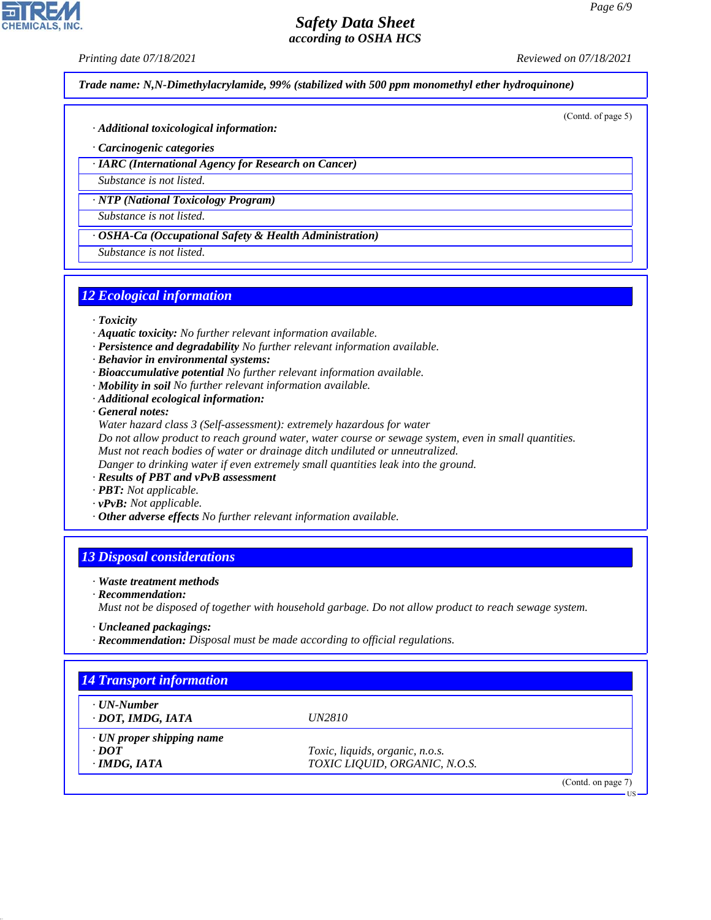**Trade name: N,N-Dimethylacrylamide, 99% (stabilized with 500 ppm monomethyl ether hydroquinone)**

(Contd. of page 5)

· **Additional toxicological information:**

· **Carcinogenic categories**

| · **IARC (International Agency for Research on Cancer)** |
|---|
| Substance is not listed. |

| · **NTP (National Toxicology Program)** |
|---|
| Substance is not listed. |

| · **OSHA-Ca (Occupational Safety & Health Administration)** |
|---|
| Substance is not listed. |

## 12 Ecological information

· **Toxicity**
· **Aquatic toxicity:** No further relevant information available.
· **Persistence and degradability** No further relevant information available.
· **Behavior in environmental systems:**
· **Bioaccumulative potential** No further relevant information available.
· **Mobility in soil** No further relevant information available.
· **Additional ecological information:**
· **General notes:**
Water hazard class 3 (Self-assessment): extremely hazardous for water
Do not allow product to reach ground water, water course or sewage system, even in small quantities.
Must not reach bodies of water or drainage ditch undiluted or unneutralized.
Danger to drinking water if even extremely small quantities leak into the ground.
· **Results of PBT and vPvB assessment**
· **PBT:** Not applicable.
· **vPvB:** Not applicable.
· **Other adverse effects** No further relevant information available.

## 13 Disposal considerations

· **Waste treatment methods**
· **Recommendation:**
Must not be disposed of together with household garbage. Do not allow product to reach sewage system.

· **Uncleaned packagings:**
· **Recommendation:** Disposal must be made according to official regulations.

## 14 Transport information

| · **UN-Number** | |
|---|---|
| · **DOT, IMDG, IATA** | UN2810 |
| · **UN proper shipping name** | |
| · **DOT** | Toxic, liquids, organic, n.o.s. |
| · **IMDG, IATA** | TOXIC LIQUID, ORGANIC, N.O.S. |

(Contd. on page 7)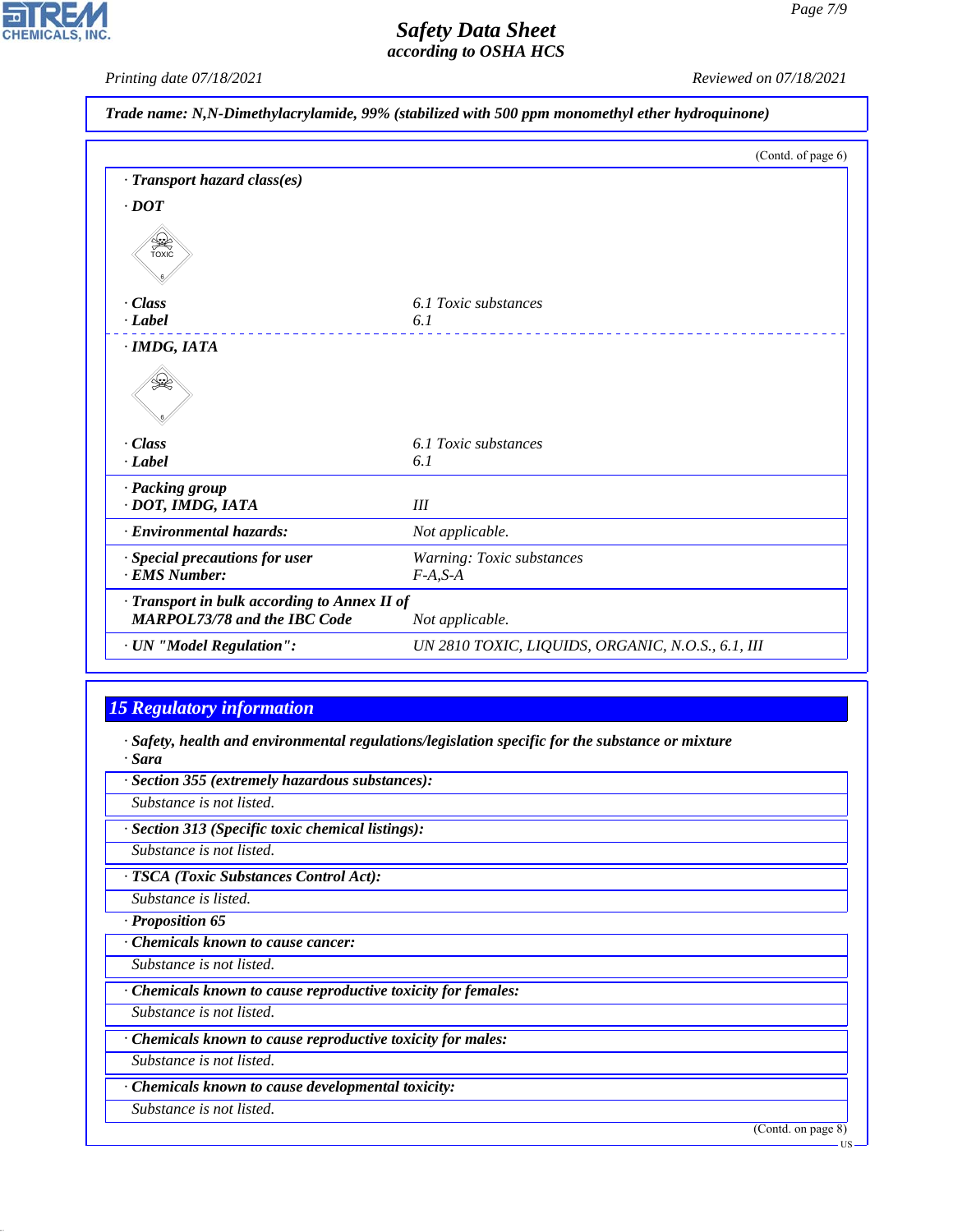Trade name: N,N-Dimethylacrylamide, 99% (stabilized with 500 ppm monomethyl ether hydroquinone)

(Contd. of page 6)

**· Transport hazard class(es)**

**· DOT**

| | |
|---|---|
| **· Class** | 6.1 Toxic substances |
| **· Label** | 6.1 |

**· IMDG, IATA**

| | |
|---|---|
| **· Class** | 6.1 Toxic substances |
| **· Label** | 6.1 |
| **· Packing group** | |
| **· DOT, IMDG, IATA** | III |
| **· Environmental hazards:** | Not applicable. |
| **· Special precautions for user** | Warning: Toxic substances |
| **· EMS Number:** | F-A,S-A |
| **· Transport in bulk according to Annex II of MARPOL73/78 and the IBC Code** | Not applicable. |
| **· UN "Model Regulation":** | UN 2810 TOXIC, LIQUIDS, ORGANIC, N.O.S., 6.1, III |

## 15 Regulatory information

**· Safety, health and environmental regulations/legislation specific for the substance or mixture**

**· Sara**

**· Section 355 (extremely hazardous substances):**

Substance is not listed.

**· Section 313 (Specific toxic chemical listings):**

Substance is not listed.

**· TSCA (Toxic Substances Control Act):**

Substance is listed.

**· Proposition 65**

**· Chemicals known to cause cancer:**

Substance is not listed.

**· Chemicals known to cause reproductive toxicity for females:**

Substance is not listed.

**· Chemicals known to cause reproductive toxicity for males:**

Substance is not listed.

**· Chemicals known to cause developmental toxicity:**

Substance is not listed.

(Contd. on page 8)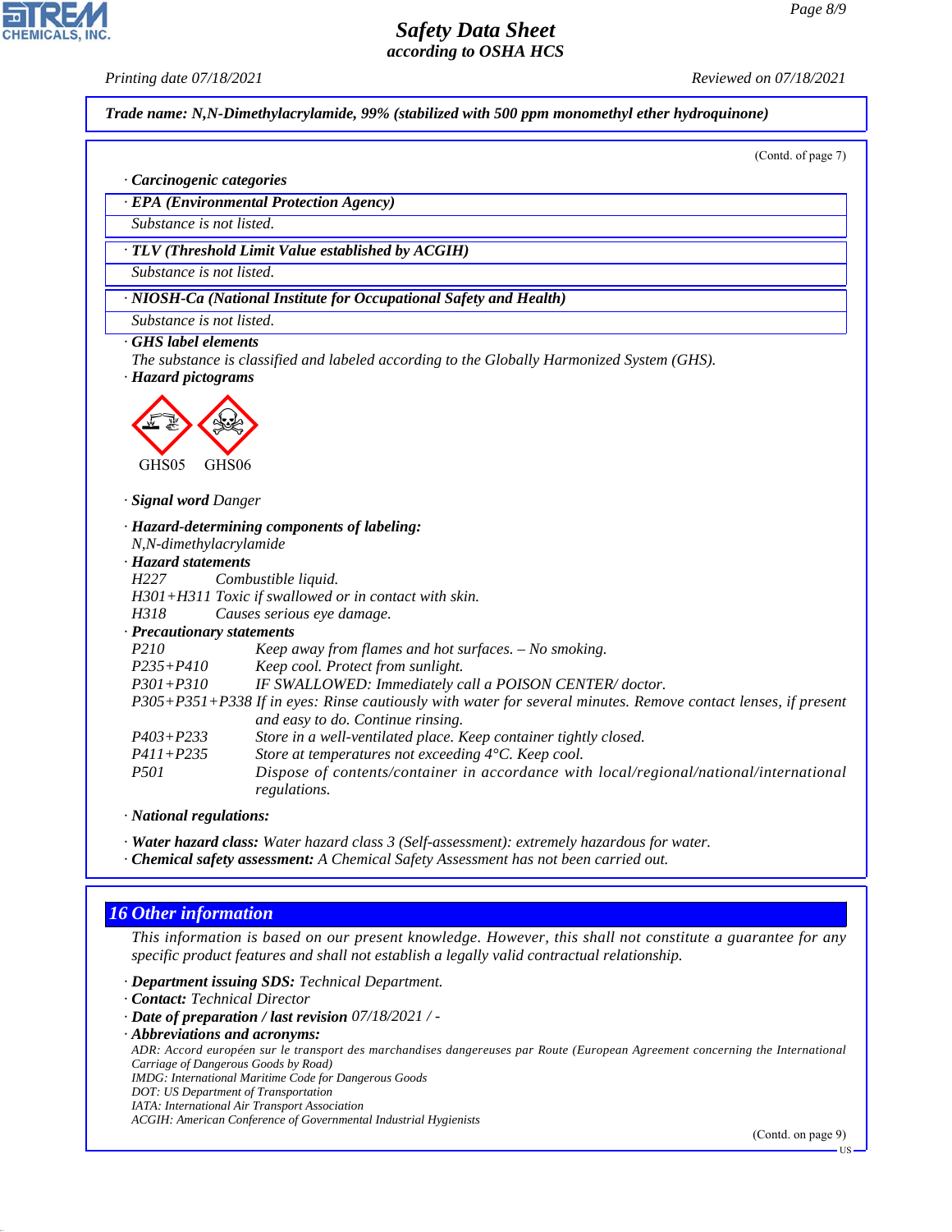**Trade name: N,N-Dimethylacrylamide, 99% (stabilized with 500 ppm monomethyl ether hydroquinone)**

(Contd. of page 7)

· **Carcinogenic categories**

· **EPA (Environmental Protection Agency)**

Substance is not listed.

· **TLV (Threshold Limit Value established by ACGIH)**

Substance is not listed.

· **NIOSH-Ca (National Institute for Occupational Safety and Health)**

Substance is not listed.

· **GHS label elements**

The substance is classified and labeled according to the Globally Harmonized System (GHS).

· **Hazard pictograms**

GHS05 GHS06

· **Signal word** Danger

· **Hazard-determining components of labeling:**

N,N-dimethylacrylamide

· **Hazard statements**

H227 Combustible liquid.
H301+H311 Toxic if swallowed or in contact with skin.
H318 Causes serious eye damage.

· **Precautionary statements**

P210 Keep away from flames and hot surfaces. – No smoking.
P235+P410 Keep cool. Protect from sunlight.
P301+P310 IF SWALLOWED: Immediately call a POISON CENTER/ doctor.
P305+P351+P338 If in eyes: Rinse cautiously with water for several minutes. Remove contact lenses, if present and easy to do. Continue rinsing.
P403+P233 Store in a well-ventilated place. Keep container tightly closed.
P411+P235 Store at temperatures not exceeding 4°C. Keep cool.
P501 Dispose of contents/container in accordance with local/regional/national/international regulations.

· **National regulations:**

· **Water hazard class:** Water hazard class 3 (Self-assessment): extremely hazardous for water.
· **Chemical safety assessment:** A Chemical Safety Assessment has not been carried out.

## 16 Other information

This information is based on our present knowledge. However, this shall not constitute a guarantee for any specific product features and shall not establish a legally valid contractual relationship.

· **Department issuing SDS:** Technical Department.
· **Contact:** Technical Director
· **Date of preparation / last revision** 07/18/2021 / -
· **Abbreviations and acronyms:**

ADR: Accord européen sur le transport des marchandises dangereuses par Route (European Agreement concerning the International Carriage of Dangerous Goods by Road)
IMDG: International Maritime Code for Dangerous Goods
DOT: US Department of Transportation
IATA: International Air Transport Association
ACGIH: American Conference of Governmental Industrial Hygienists

(Contd. on page 9)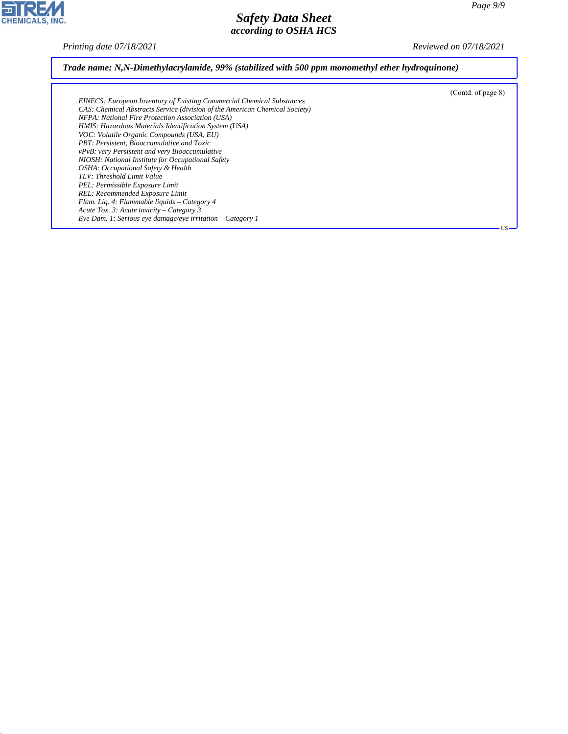**Trade name: N,N-Dimethylacrylamide, 99% (stabilized with 500 ppm monomethyl ether hydroquinone)**

(Contd. of page 8)

*EINECS: European Inventory of Existing Commercial Chemical Substances*
*CAS: Chemical Abstracts Service (division of the American Chemical Society)*
*NFPA: National Fire Protection Association (USA)*
*HMIS: Hazardous Materials Identification System (USA)*
*VOC: Volatile Organic Compounds (USA, EU)*
*PBT: Persistent, Bioaccumulative and Toxic*
*vPvB: very Persistent and very Bioaccumulative*
*NIOSH: National Institute for Occupational Safety*
*OSHA: Occupational Safety & Health*
*TLV: Threshold Limit Value*
*PEL: Permissible Exposure Limit*
*REL: Recommended Exposure Limit*
*Flam. Liq. 4: Flammable liquids – Category 4*
*Acute Tox. 3: Acute toxicity – Category 3*
*Eye Dam. 1: Serious eye damage/eye irritation – Category 1*